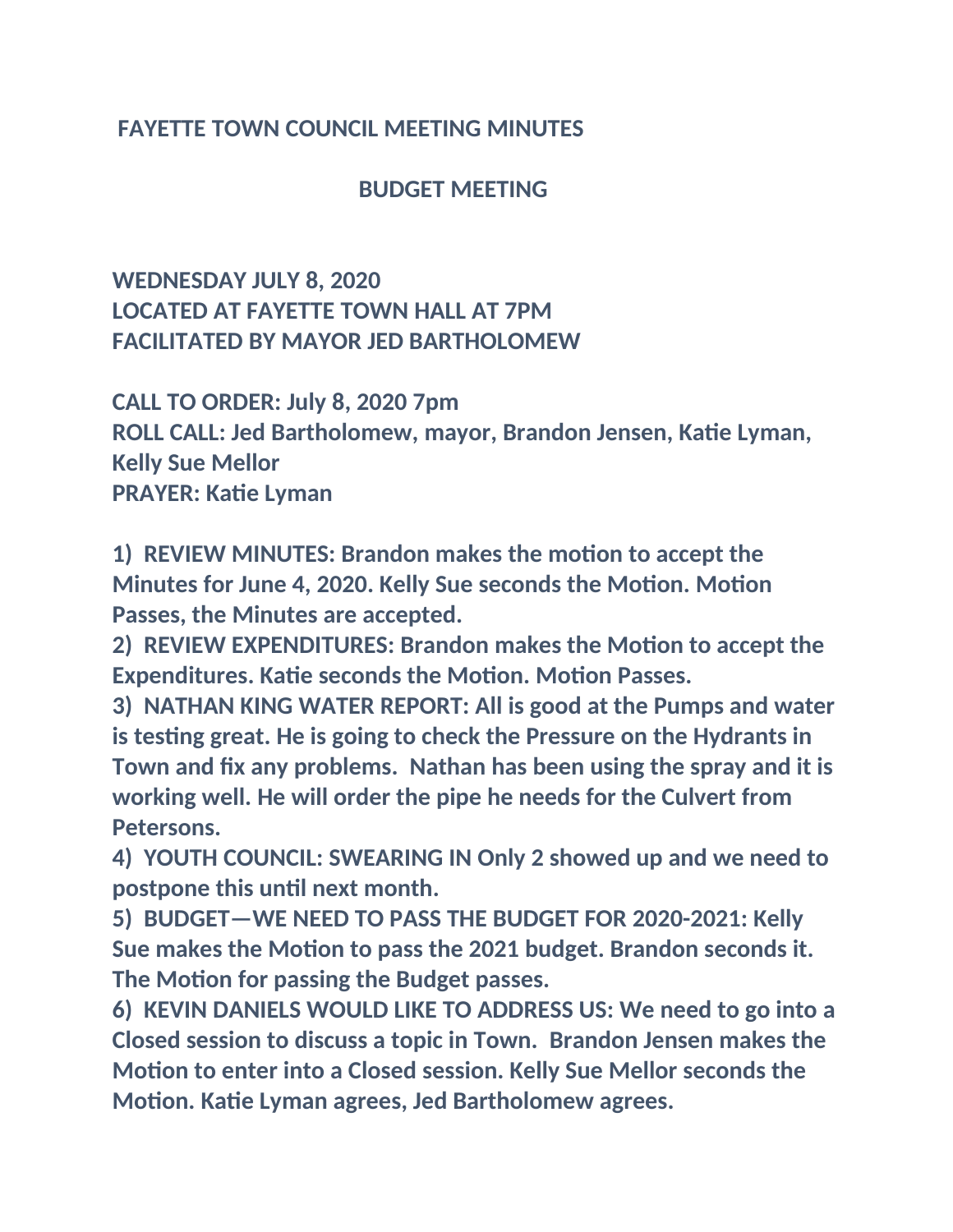# FAYETTE TOWN COUNCIL MEETING MINUTES

## BUDGET MEETING

**WEDNESDAY JULY 8, 2020**
**LOCATED AT FAYETTE TOWN HALL AT 7PM**
**FACILITATED BY MAYOR JED BARTHOLOMEW**

**CALL TO ORDER: July 8, 2020 7pm**
**ROLL CALL: Jed Bartholomew, mayor, Brandon Jensen, Katie Lyman, Kelly Sue Mellor**
**PRAYER: Katie Lyman**

1) **REVIEW MINUTES: Brandon makes the motion to accept the Minutes for June 4, 2020. Kelly Sue seconds the Motion. Motion Passes, the Minutes are accepted.**
2) **REVIEW EXPENDITURES: Brandon makes the Motion to accept the Expenditures. Katie seconds the Motion. Motion Passes.**
3) **NATHAN KING WATER REPORT: All is good at the Pumps and water is testing great. He is going to check the Pressure on the Hydrants in Town and fix any problems. Nathan has been using the spray and it is working well. He will order the pipe he needs for the Culvert from Petersons.**
4) **YOUTH COUNCIL: SWEARING IN Only 2 showed up and we need to postpone this until next month.**
5) **BUDGET—WE NEED TO PASS THE BUDGET FOR 2020-2021: Kelly Sue makes the Motion to pass the 2021 budget. Brandon seconds it. The Motion for passing the Budget passes.**
6) **KEVIN DANIELS WOULD LIKE TO ADDRESS US: We need to go into a Closed session to discuss a topic in Town. Brandon Jensen makes the Motion to enter into a Closed session. Kelly Sue Mellor seconds the Motion. Katie Lyman agrees, Jed Bartholomew agrees.**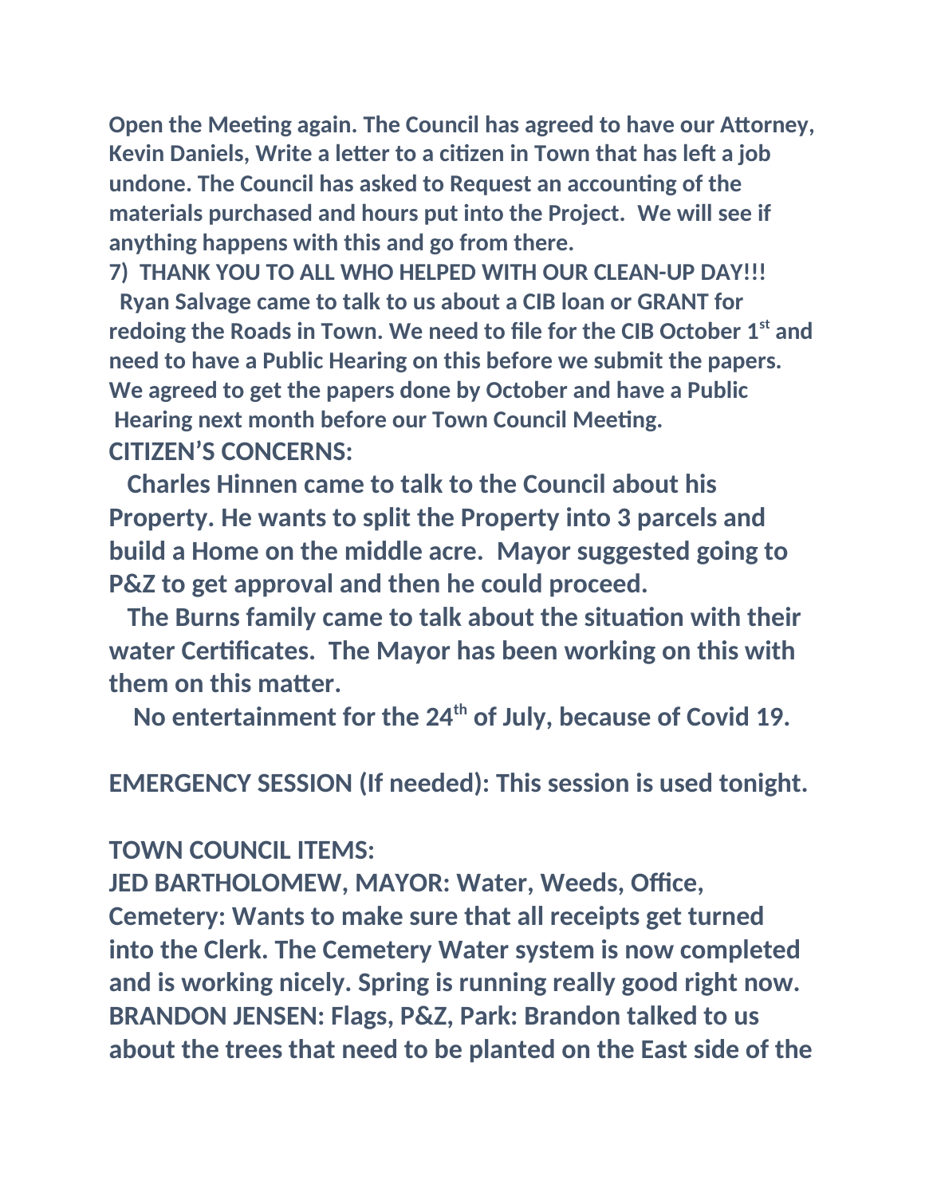**Open the Meeting again. The Council has agreed to have our Attorney, Kevin Daniels, Write a letter to a citizen in Town that has left a job undone. The Council has asked to Request an accounting of the materials purchased and hours put into the Project. We will see if anything happens with this and go from there.**

**7) THANK YOU TO ALL WHO HELPED WITH OUR CLEAN-UP DAY!!!**

**Ryan Salvage came to talk to us about a CIB loan or GRANT for redoing the Roads in Town. We need to file for the CIB October 1st and need to have a Public Hearing on this before we submit the papers. We agreed to get the papers done by October and have a Public Hearing next month before our Town Council Meeting.**

**CITIZEN'S CONCERNS:**

**Charles Hinnen came to talk to the Council about his Property. He wants to split the Property into 3 parcels and build a Home on the middle acre. Mayor suggested going to P&Z to get approval and then he could proceed.**

**The Burns family came to talk about the situation with their water Certificates. The Mayor has been working on this with them on this matter.**

**No entertainment for the 24th of July, because of Covid 19.**

**EMERGENCY SESSION (If needed): This session is used tonight.**

**TOWN COUNCIL ITEMS:**

**JED BARTHOLOMEW, MAYOR: Water, Weeds, Office, Cemetery: Wants to make sure that all receipts get turned into the Clerk. The Cemetery Water system is now completed and is working nicely. Spring is running really good right now.**

**BRANDON JENSEN: Flags, P&Z, Park: Brandon talked to us about the trees that need to be planted on the East side of the**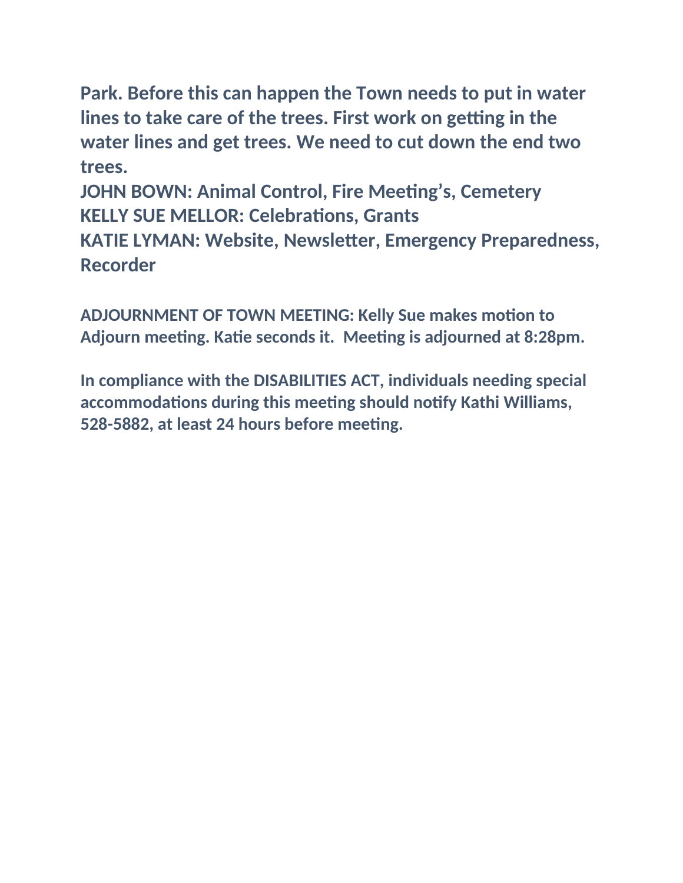**Park. Before this can happen the Town needs to put in water lines to take care of the trees. First work on getting in the water lines and get trees. We need to cut down the end two trees.**
**JOHN BOWN: Animal Control, Fire Meeting's, Cemetery**
**KELLY SUE MELLOR: Celebrations, Grants**
**KATIE LYMAN: Website, Newsletter, Emergency Preparedness, Recorder**

**ADJOURNMENT OF TOWN MEETING: Kelly Sue makes motion to Adjourn meeting. Katie seconds it. Meeting is adjourned at 8:28pm.**

**In compliance with the DISABILITIES ACT, individuals needing special accommodations during this meeting should notify Kathi Williams, 528-5882, at least 24 hours before meeting.**